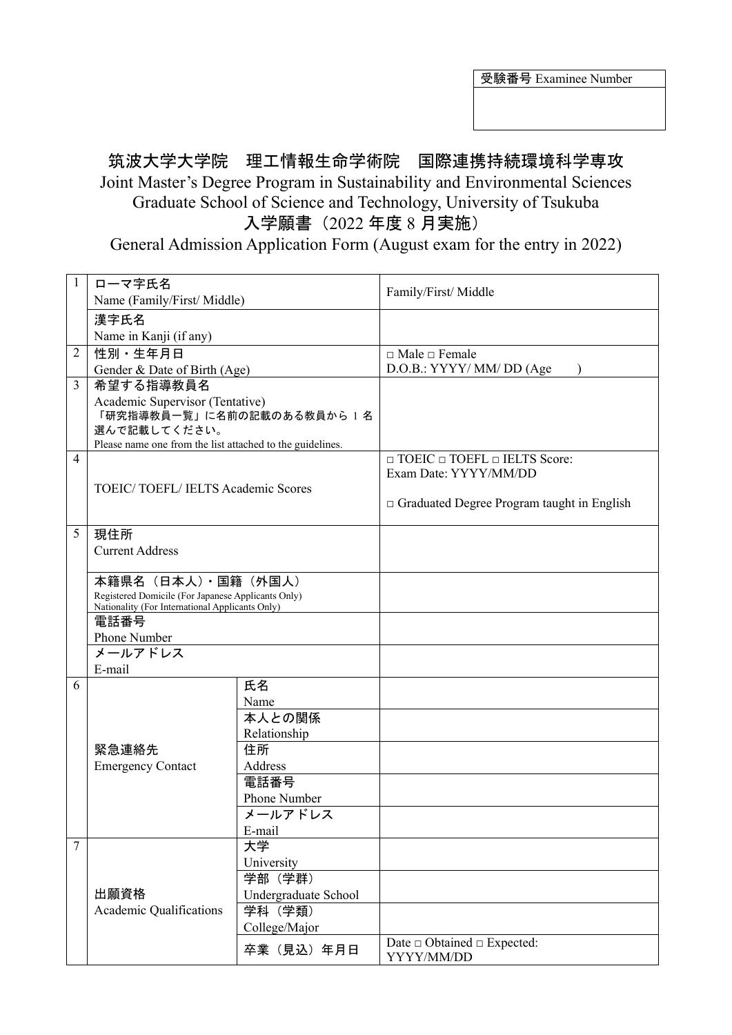| 受験番号 Examinee Number |
| --- |
| |

# 筑波大学大学院　理工情報生命学術院　国際連携持続環境科学専攻

## Joint Master's Degree Program in Sustainability and Environmental Sciences
## Graduate School of Science and Technology, University of Tsukuba
## 入学願書（2022 年度 8 月実施）
## General Admission Application Form (August exam for the entry in 2022)

| | | | |
| --- | --- | --- | --- |
| 1 | ローマ字氏名<br>Name (Family/First/ Middle) | | Family/First/ Middle |
| | 漢字氏名<br>Name in Kanji (if any) | | |
| 2 | 性別・生年月日<br>Gender & Date of Birth (Age) | | □ Male □ Female<br>D.O.B.: YYYY/ MM/ DD (Age　　) |
| 3 | 希望する指導教員名<br>Academic Supervisor (Tentative)<br>「研究指導教員一覧」に名前の記載のある教員から 1 名選んで記載してください。<br>Please name one from the list attached to the guidelines. | | |
| 4 | TOEIC/ TOEFL/ IELTS Academic Scores | | □ TOEIC □ TOEFL □ IELTS Score:<br>Exam Date: YYYY/MM/DD<br><br>□ Graduated Degree Program taught in English |
| 5 | 現住所<br>Current Address | | |
| | 本籍県名（日本人）・国籍（外国人）<br>Registered Domicile (For Japanese Applicants Only)<br>Nationality (For International Applicants Only) | | |
| | 電話番号<br>Phone Number | | |
| | メールアドレス<br>E-mail | | |
| 6 | 緊急連絡先<br>Emergency Contact | 氏名<br>Name | |
| | | 本人との関係<br>Relationship | |
| | | 住所<br>Address | |
| | | 電話番号<br>Phone Number | |
| | | メールアドレス<br>E-mail | |
| 7 | 出願資格<br>Academic Qualifications | 大学<br>University | |
| | | 学部（学群）<br>Undergraduate School | |
| | | 学科（学類）<br>College/Major | |
| | | 卒業（見込）年月日 | Date □ Obtained □ Expected:<br>YYYY/MM/DD |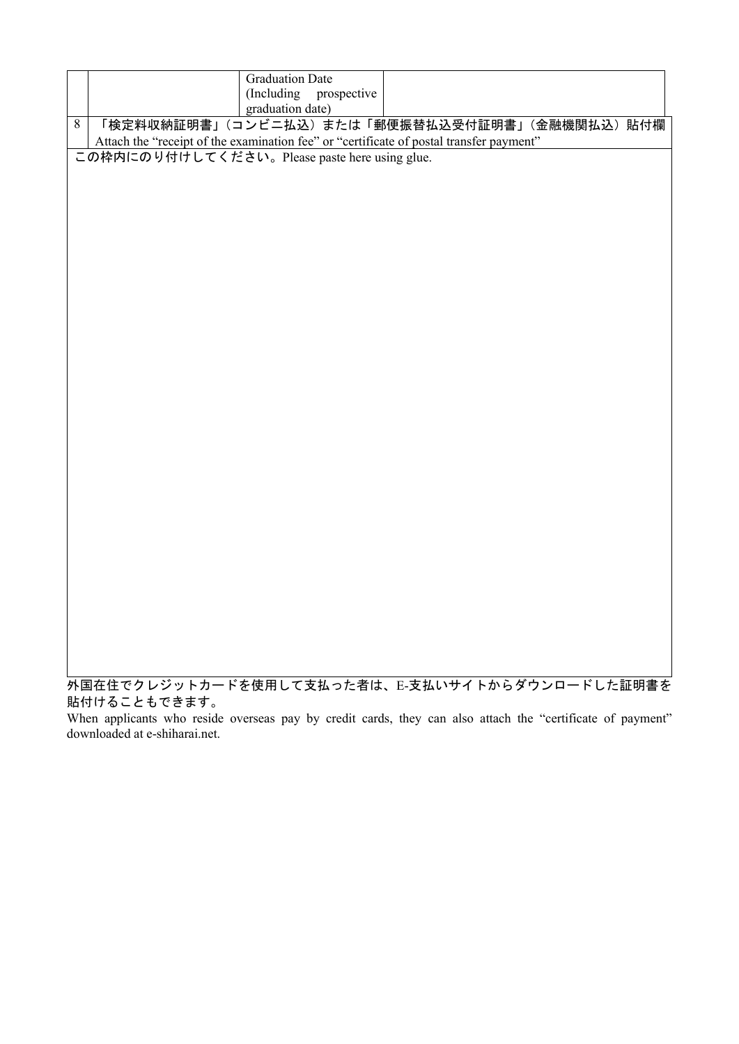| | | | |
|---|---|---|---|
| | | Graduation Date (Including prospective graduation date) | |
| 8 | 「検定料収納証明書」（コンビニ払込）または「郵便振替払込受付証明書」（金融機関払込）貼付欄<br>Attach the “receipt of the examination fee” or “certificate of postal transfer payment” | | |
| この枠内にのり付けしてください。Please paste here using glue. | | | |

外国在住でクレジットカードを使用して支払った者は、E-支払いサイトからダウンロードした証明書を貼付けることもできます。

When applicants who reside overseas pay by credit cards, they can also attach the “certificate of payment” downloaded at e-shiharai.net.